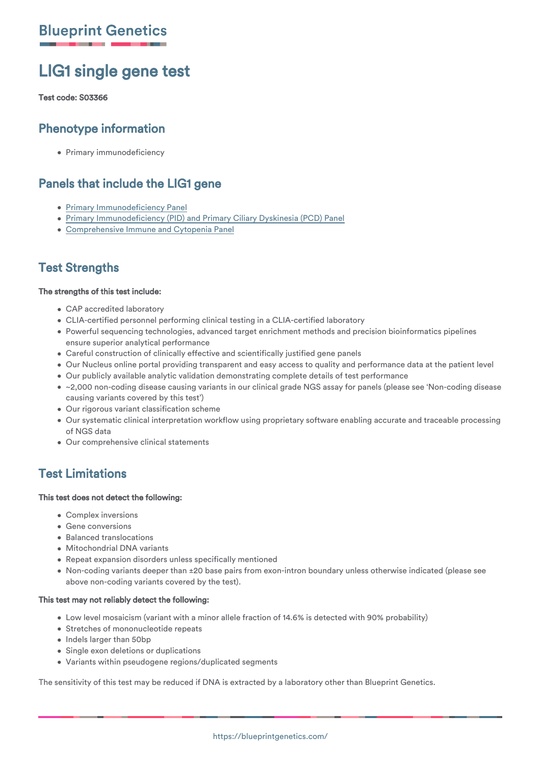Blueprint Genetics

# LIG1 single gene test

**Test code: S03366**

## Phenotype information

- Primary immunodeficiency

## Panels that include the LIG1 gene

- Primary Immunodeficiency Panel
- Primary Immunodeficiency (PID) and Primary Ciliary Dyskinesia (PCD) Panel
- Comprehensive Immune and Cytopenia Panel

## Test Strengths

**The strengths of this test include:**

- CAP accredited laboratory
- CLIA-certified personnel performing clinical testing in a CLIA-certified laboratory
- Powerful sequencing technologies, advanced target enrichment methods and precision bioinformatics pipelines ensure superior analytical performance
- Careful construction of clinically effective and scientifically justified gene panels
- Our Nucleus online portal providing transparent and easy access to quality and performance data at the patient level
- Our publicly available analytic validation demonstrating complete details of test performance
- ~2,000 non-coding disease causing variants in our clinical grade NGS assay for panels (please see 'Non-coding disease causing variants covered by this test')
- Our rigorous variant classification scheme
- Our systematic clinical interpretation workflow using proprietary software enabling accurate and traceable processing of NGS data
- Our comprehensive clinical statements

## Test Limitations

**This test does not detect the following:**

- Complex inversions
- Gene conversions
- Balanced translocations
- Mitochondrial DNA variants
- Repeat expansion disorders unless specifically mentioned
- Non-coding variants deeper than ±20 base pairs from exon-intron boundary unless otherwise indicated (please see above non-coding variants covered by the test).

**This test may not reliably detect the following:**

- Low level mosaicism (variant with a minor allele fraction of 14.6% is detected with 90% probability)
- Stretches of mononucleotide repeats
- Indels larger than 50bp
- Single exon deletions or duplications
- Variants within pseudogene regions/duplicated segments

The sensitivity of this test may be reduced if DNA is extracted by a laboratory other than Blueprint Genetics.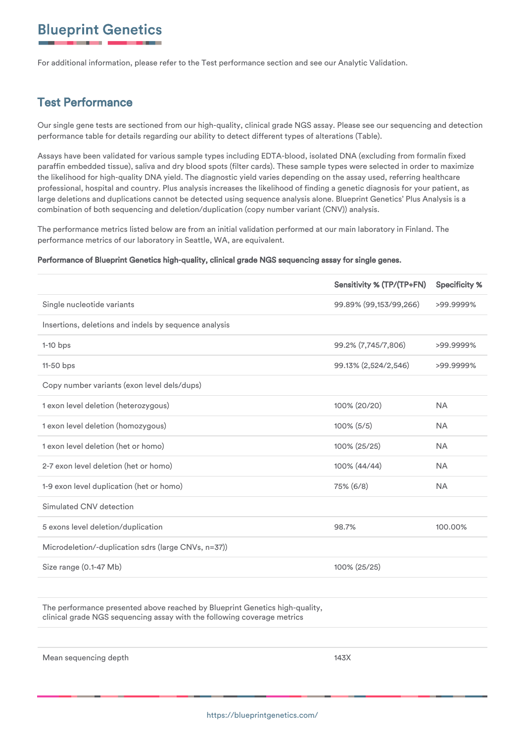For additional information, please refer to the Test performance section and see our Analytic Validation.

## Test Performance

Our single gene tests are sectioned from our high-quality, clinical grade NGS assay. Please see our sequencing and detection performance table for details regarding our ability to detect different types of alterations (Table).

Assays have been validated for various sample types including EDTA-blood, isolated DNA (excluding from formalin fixed paraffin embedded tissue), saliva and dry blood spots (filter cards). These sample types were selected in order to maximize the likelihood for high-quality DNA yield. The diagnostic yield varies depending on the assay used, referring healthcare professional, hospital and country. Plus analysis increases the likelihood of finding a genetic diagnosis for your patient, as large deletions and duplications cannot be detected using sequence analysis alone. Blueprint Genetics' Plus Analysis is a combination of both sequencing and deletion/duplication (copy number variant (CNV)) analysis.

The performance metrics listed below are from an initial validation performed at our main laboratory in Finland. The performance metrics of our laboratory in Seattle, WA, are equivalent.

**Performance of Blueprint Genetics high-quality, clinical grade NGS sequencing assay for single genes.**

| | Sensitivity % (TP/(TP+FN) | Specificity % |
|---|---|---|
| Single nucleotide variants | 99.89% (99,153/99,266) | >99.9999% |
| Insertions, deletions and indels by sequence analysis | | |
| 1-10 bps | 99.2% (7,745/7,806) | >99.9999% |
| 11-50 bps | 99.13% (2,524/2,546) | >99.9999% |
| Copy number variants (exon level dels/dups) | | |
| 1 exon level deletion (heterozygous) | 100% (20/20) | NA |
| 1 exon level deletion (homozygous) | 100% (5/5) | NA |
| 1 exon level deletion (het or homo) | 100% (25/25) | NA |
| 2-7 exon level deletion (het or homo) | 100% (44/44) | NA |
| 1-9 exon level duplication (het or homo) | 75% (6/8) | NA |
| Simulated CNV detection | | |
| 5 exons level deletion/duplication | 98.7% | 100.00% |
| Microdeletion/-duplication sdrs (large CNVs, n=37)) | | |
| Size range (0.1-47 Mb) | 100% (25/25) | |
| | | |
| The performance presented above reached by Blueprint Genetics high-quality, clinical grade NGS sequencing assay with the following coverage metrics | | |
| | | |
| Mean sequencing depth | 143X | |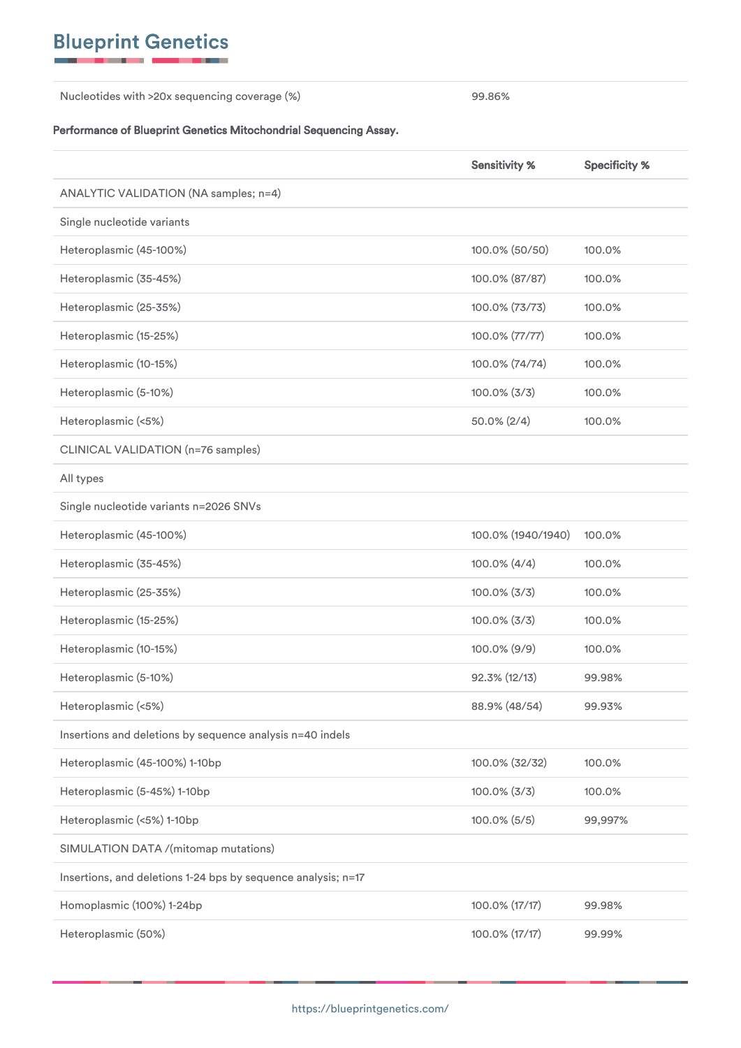| | |
|---|---|
| Nucleotides with >20x sequencing coverage (%) | 99.86% |

**Performance of Blueprint Genetics Mitochondrial Sequencing Assay.**

| | Sensitivity % | Specificity % |
|---|---|---|
| ANALYTIC VALIDATION (NA samples; n=4) | | |
| Single nucleotide variants | | |
| Heteroplasmic (45-100%) | 100.0% (50/50) | 100.0% |
| Heteroplasmic (35-45%) | 100.0% (87/87) | 100.0% |
| Heteroplasmic (25-35%) | 100.0% (73/73) | 100.0% |
| Heteroplasmic (15-25%) | 100.0% (77/77) | 100.0% |
| Heteroplasmic (10-15%) | 100.0% (74/74) | 100.0% |
| Heteroplasmic (5-10%) | 100.0% (3/3) | 100.0% |
| Heteroplasmic (<5%) | 50.0% (2/4) | 100.0% |
| CLINICAL VALIDATION (n=76 samples) | | |
| All types | | |
| Single nucleotide variants n=2026 SNVs | | |
| Heteroplasmic (45-100%) | 100.0% (1940/1940) | 100.0% |
| Heteroplasmic (35-45%) | 100.0% (4/4) | 100.0% |
| Heteroplasmic (25-35%) | 100.0% (3/3) | 100.0% |
| Heteroplasmic (15-25%) | 100.0% (3/3) | 100.0% |
| Heteroplasmic (10-15%) | 100.0% (9/9) | 100.0% |
| Heteroplasmic (5-10%) | 92.3% (12/13) | 99.98% |
| Heteroplasmic (<5%) | 88.9% (48/54) | 99.93% |
| Insertions and deletions by sequence analysis n=40 indels | | |
| Heteroplasmic (45-100%) 1-10bp | 100.0% (32/32) | 100.0% |
| Heteroplasmic (5-45%) 1-10bp | 100.0% (3/3) | 100.0% |
| Heteroplasmic (<5%) 1-10bp | 100.0% (5/5) | 99,997% |
| SIMULATION DATA /(mitomap mutations) | | |
| Insertions, and deletions 1-24 bps by sequence analysis; n=17 | | |
| Homoplasmic (100%) 1-24bp | 100.0% (17/17) | 99.98% |
| Heteroplasmic (50%) | 100.0% (17/17) | 99.99% |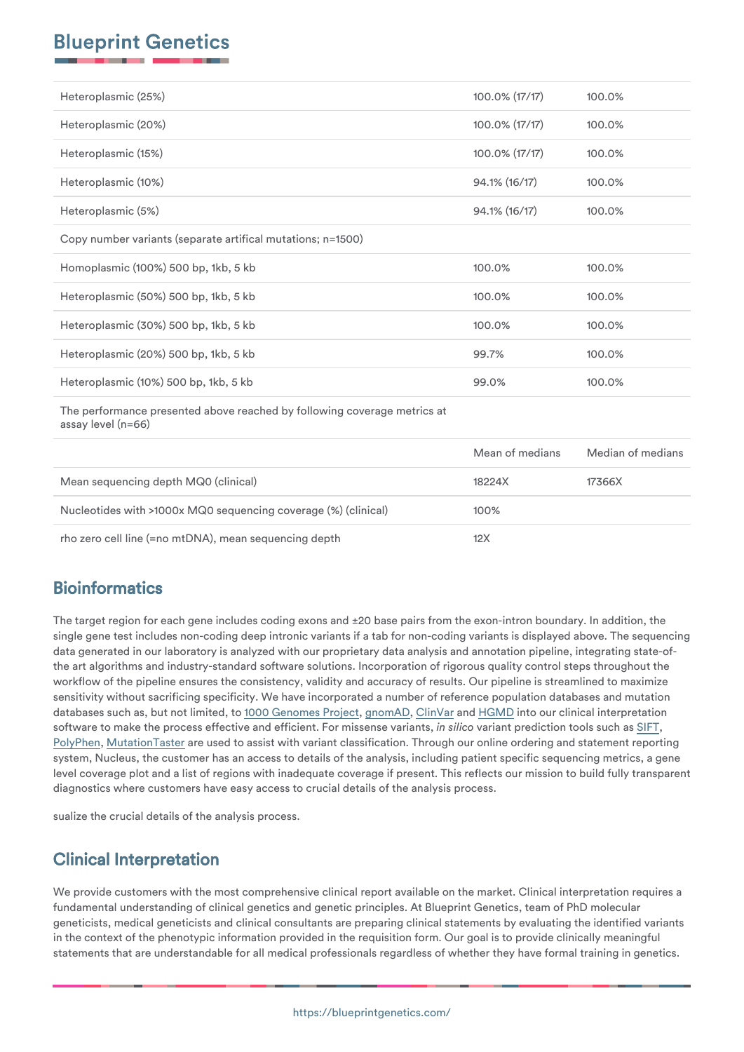| | | |
|---|---|---|
| Heteroplasmic (25%) | 100.0% (17/17) | 100.0% |
| Heteroplasmic (20%) | 100.0% (17/17) | 100.0% |
| Heteroplasmic (15%) | 100.0% (17/17) | 100.0% |
| Heteroplasmic (10%) | 94.1% (16/17) | 100.0% |
| Heteroplasmic (5%) | 94.1% (16/17) | 100.0% |
| Copy number variants (separate artifical mutations; n=1500) | | |
| Homoplasmic (100%) 500 bp, 1kb, 5 kb | 100.0% | 100.0% |
| Heteroplasmic (50%) 500 bp, 1kb, 5 kb | 100.0% | 100.0% |
| Heteroplasmic (30%) 500 bp, 1kb, 5 kb | 100.0% | 100.0% |
| Heteroplasmic (20%) 500 bp, 1kb, 5 kb | 99.7% | 100.0% |
| Heteroplasmic (10%) 500 bp, 1kb, 5 kb | 99.0% | 100.0% |
| The performance presented above reached by following coverage metrics at assay level (n=66) | | |
| | Mean of medians | Median of medians |
| Mean sequencing depth MQ0 (clinical) | 18224X | 17366X |
| Nucleotides with >1000x MQ0 sequencing coverage (%) (clinical) | 100% | |
| rho zero cell line (=no mtDNA), mean sequencing depth | 12X | |

## Bioinformatics

The target region for each gene includes coding exons and ±20 base pairs from the exon-intron boundary. In addition, the single gene test includes non-coding deep intronic variants if a tab for non-coding variants is displayed above. The sequencing data generated in our laboratory is analyzed with our proprietary data analysis and annotation pipeline, integrating state-of-the art algorithms and industry-standard software solutions. Incorporation of rigorous quality control steps throughout the workflow of the pipeline ensures the consistency, validity and accuracy of results. Our pipeline is streamlined to maximize sensitivity without sacrificing specificity. We have incorporated a number of reference population databases and mutation databases such as, but not limited, to 1000 Genomes Project, gnomAD, ClinVar and HGMD into our clinical interpretation software to make the process effective and efficient. For missense variants, *in silico* variant prediction tools such as SIFT, PolyPhen, MutationTaster are used to assist with variant classification. Through our online ordering and statement reporting system, Nucleus, the customer has an access to details of the analysis, including patient specific sequencing metrics, a gene level coverage plot and a list of regions with inadequate coverage if present. This reflects our mission to build fully transparent diagnostics where customers have easy access to crucial details of the analysis process.

sualize the crucial details of the analysis process.

## Clinical Interpretation

We provide customers with the most comprehensive clinical report available on the market. Clinical interpretation requires a fundamental understanding of clinical genetics and genetic principles. At Blueprint Genetics, team of PhD molecular geneticists, medical geneticists and clinical consultants are preparing clinical statements by evaluating the identified variants in the context of the phenotypic information provided in the requisition form. Our goal is to provide clinically meaningful statements that are understandable for all medical professionals regardless of whether they have formal training in genetics.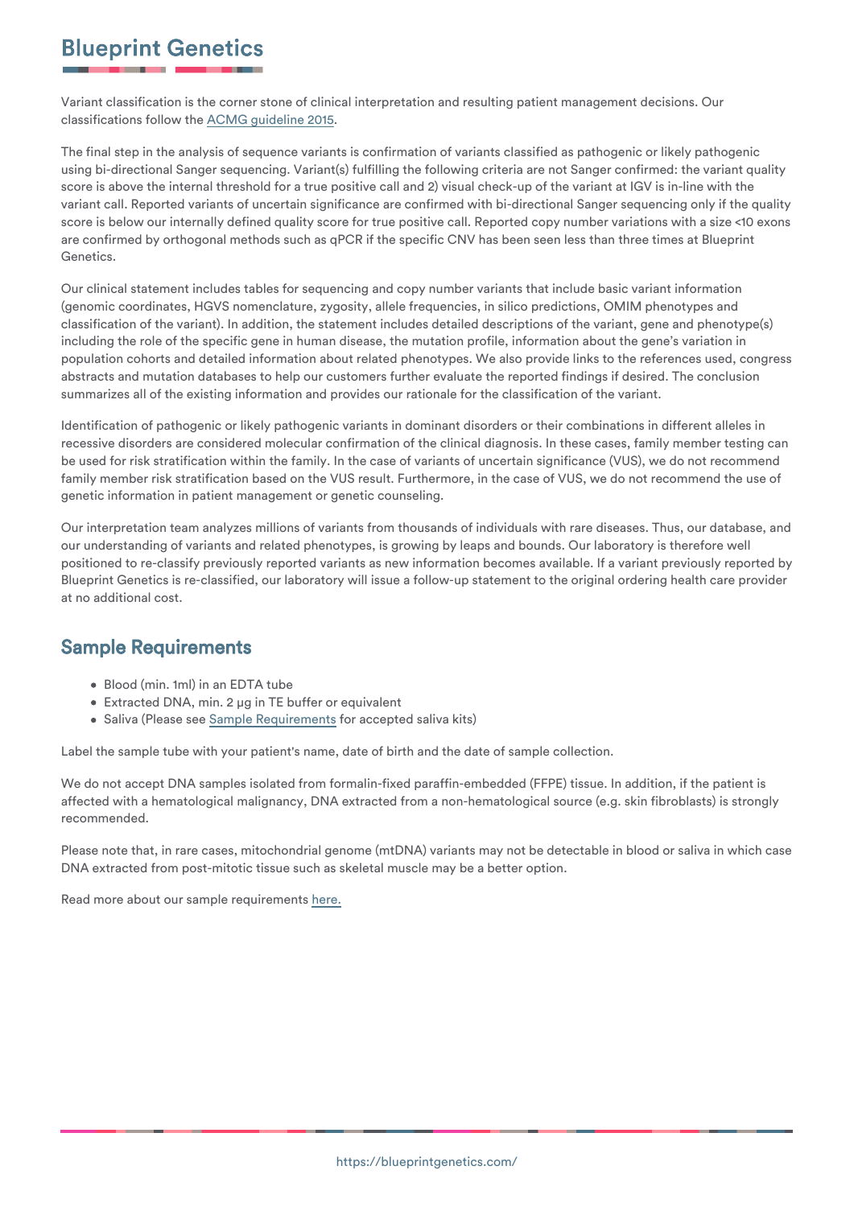Variant classification is the corner stone of clinical interpretation and resulting patient management decisions. Our classifications follow the ACMG guideline 2015.

The final step in the analysis of sequence variants is confirmation of variants classified as pathogenic or likely pathogenic using bi-directional Sanger sequencing. Variant(s) fulfilling the following criteria are not Sanger confirmed: the variant quality score is above the internal threshold for a true positive call and 2) visual check-up of the variant at IGV is in-line with the variant call. Reported variants of uncertain significance are confirmed with bi-directional Sanger sequencing only if the quality score is below our internally defined quality score for true positive call. Reported copy number variations with a size <10 exons are confirmed by orthogonal methods such as qPCR if the specific CNV has been seen less than three times at Blueprint Genetics.

Our clinical statement includes tables for sequencing and copy number variants that include basic variant information (genomic coordinates, HGVS nomenclature, zygosity, allele frequencies, in silico predictions, OMIM phenotypes and classification of the variant). In addition, the statement includes detailed descriptions of the variant, gene and phenotype(s) including the role of the specific gene in human disease, the mutation profile, information about the gene's variation in population cohorts and detailed information about related phenotypes. We also provide links to the references used, congress abstracts and mutation databases to help our customers further evaluate the reported findings if desired. The conclusion summarizes all of the existing information and provides our rationale for the classification of the variant.

Identification of pathogenic or likely pathogenic variants in dominant disorders or their combinations in different alleles in recessive disorders are considered molecular confirmation of the clinical diagnosis. In these cases, family member testing can be used for risk stratification within the family. In the case of variants of uncertain significance (VUS), we do not recommend family member risk stratification based on the VUS result. Furthermore, in the case of VUS, we do not recommend the use of genetic information in patient management or genetic counseling.

Our interpretation team analyzes millions of variants from thousands of individuals with rare diseases. Thus, our database, and our understanding of variants and related phenotypes, is growing by leaps and bounds. Our laboratory is therefore well positioned to re-classify previously reported variants as new information becomes available. If a variant previously reported by Blueprint Genetics is re-classified, our laboratory will issue a follow-up statement to the original ordering health care provider at no additional cost.

## Sample Requirements

- Blood (min. 1ml) in an EDTA tube
- Extracted DNA, min. 2 μg in TE buffer or equivalent
- Saliva (Please see Sample Requirements for accepted saliva kits)

Label the sample tube with your patient's name, date of birth and the date of sample collection.

We do not accept DNA samples isolated from formalin-fixed paraffin-embedded (FFPE) tissue. In addition, if the patient is affected with a hematological malignancy, DNA extracted from a non-hematological source (e.g. skin fibroblasts) is strongly recommended.

Please note that, in rare cases, mitochondrial genome (mtDNA) variants may not be detectable in blood or saliva in which case DNA extracted from post-mitotic tissue such as skeletal muscle may be a better option.

Read more about our sample requirements here.